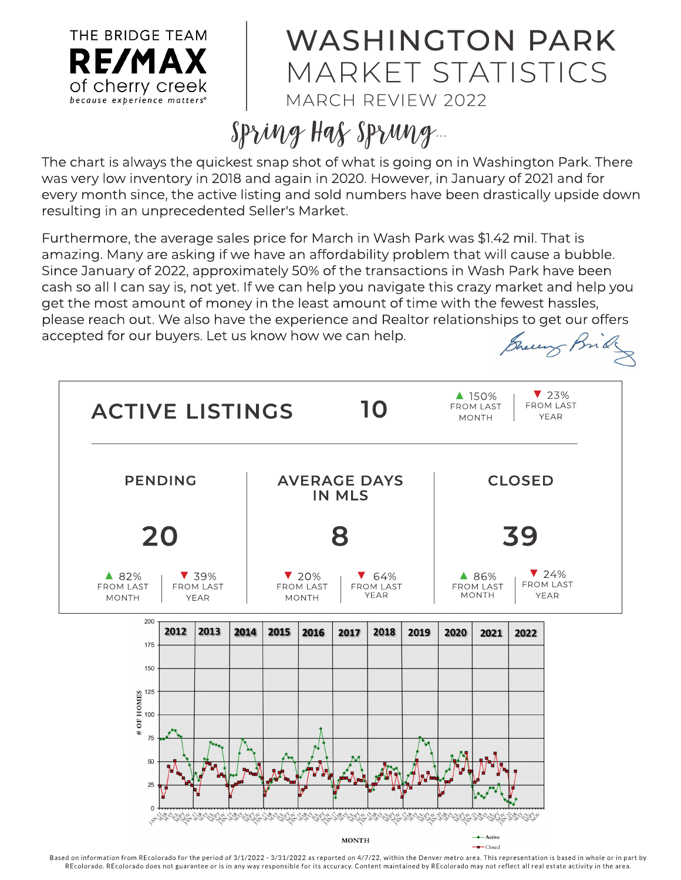THE BRIDGE TEAM
RE/MAX
of cherry creek
*because experience matters®*

# WASHINGTON PARK MARKET STATISTICS

MARCH REVIEW 2022

## *Spring Has Sprung...*

The chart is always the quickest snap shot of what is going on in Washington Park. There was very low inventory in 2018 and again in 2020. However, in January of 2021 and for every month since, the active listing and sold numbers have been drastically upside down resulting in an unprecedented Seller's Market.

Furthermore, the average sales price for March in Wash Park was $1.42 mil. That is amazing. Many are asking if we have an affordability problem that will cause a bubble. Since January of 2022, approximately 50% of the transactions in Wash Park have been cash so all I can say is, not yet. If we can help you navigate this crazy market and help you get the most amount of money in the least amount of time with the fewest hassles, please reach out. We also have the experience and Realtor relationships to get our offers accepted for our buyers. Let us know how we can help.

| | Value | From Last Month | From Last Year |
|---|---|---|---|
| ACTIVE LISTINGS | 10 | ▲ 150% | ▼ 23% |
| PENDING | 20 | ▲ 82% | ▼ 39% |
| AVERAGE DAYS IN MLS | 8 | ▼ 20% | ▼ 64% |
| CLOSED | 39 | ▲ 86% | ▼ 24% |

Chart: # OF HOMES by MONTH, 2012–2022 (Active, Closed)

Based on information from REcolorado for the period of 3/1/2022 - 3/31/2022 as reported on 4/7/22, within the Denver metro area. This representation is based in whole or in part by REcolorado. REcolorado does not guarantee or is in any way responsible for its accuracy. Content maintained by REcolorado may not reflect all real estate activity in the area.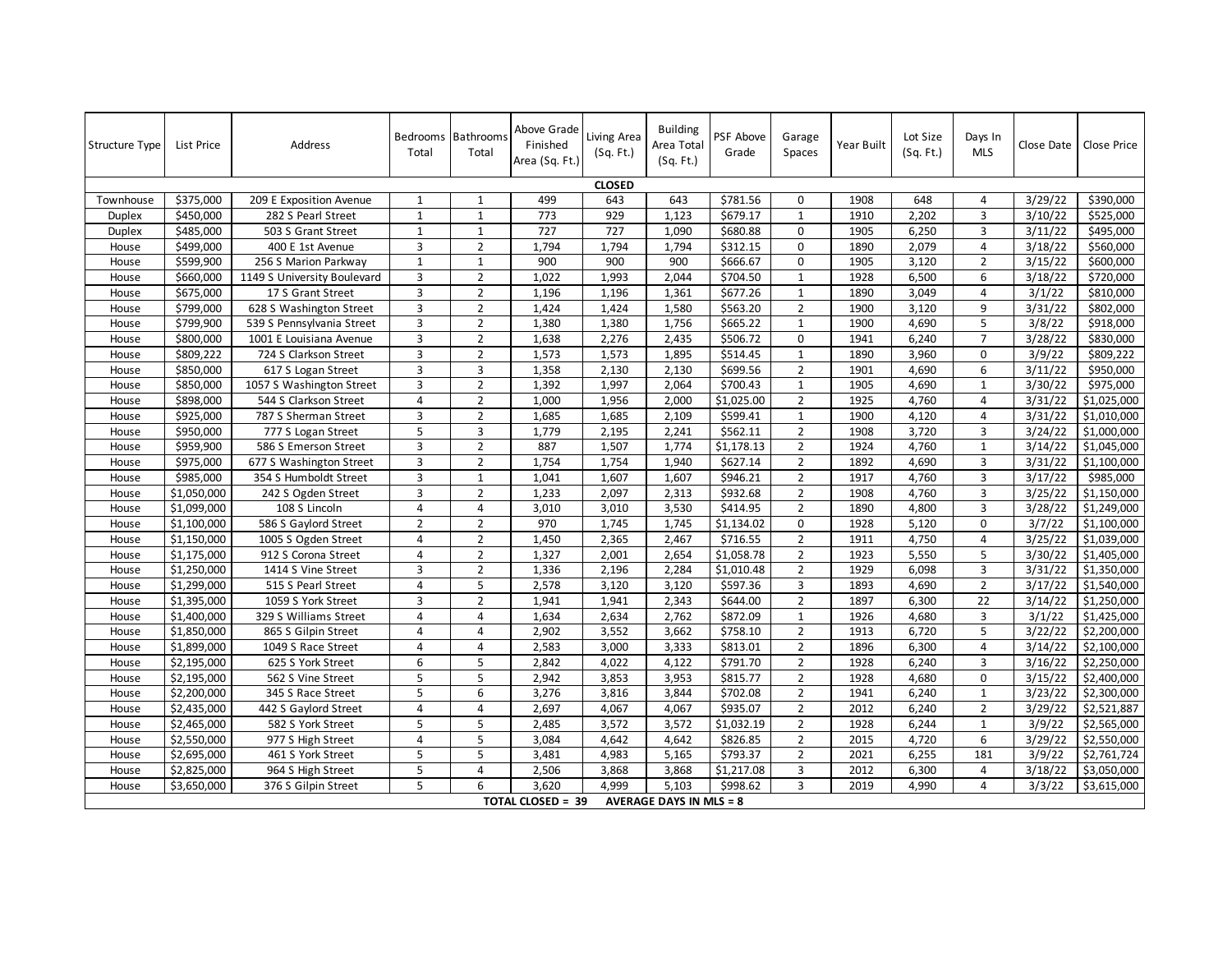| Structure Type | List Price | Address | Bedrooms Total | Bathrooms Total | Above Grade Finished Area (Sq. Ft.) | Living Area (Sq. Ft.) | Building Area Total (Sq. Ft.) | PSF Above Grade | Garage Spaces | Year Built | Lot Size (Sq. Ft.) | Days In MLS | Close Date | Close Price |
|---|---|---|---|---|---|---|---|---|---|---|---|---|---|---|
| | | | | | | **CLOSED** | | | | | | | | |
| Townhouse | $375,000 | 209 E Exposition Avenue | 1 | 1 | 499 | 643 | 643 | $781.56 | 0 | 1908 | 648 | 4 | 3/29/22 | $390,000 |
| Duplex | $450,000 | 282 S Pearl Street | 1 | 1 | 773 | 929 | 1,123 | $679.17 | 1 | 1910 | 2,202 | 3 | 3/10/22 | $525,000 |
| Duplex | $485,000 | 503 S Grant Street | 1 | 1 | 727 | 727 | 1,090 | $680.88 | 0 | 1905 | 6,250 | 3 | 3/11/22 | $495,000 |
| House | $499,000 | 400 E 1st Avenue | 3 | 2 | 1,794 | 1,794 | 1,794 | $312.15 | 0 | 1890 | 2,079 | 4 | 3/18/22 | $560,000 |
| House | $599,900 | 256 S Marion Parkway | 1 | 1 | 900 | 900 | 900 | $666.67 | 0 | 1905 | 3,120 | 2 | 3/15/22 | $600,000 |
| House | $660,000 | 1149 S University Boulevard | 3 | 2 | 1,022 | 1,993 | 2,044 | $704.50 | 1 | 1928 | 6,500 | 6 | 3/18/22 | $720,000 |
| House | $675,000 | 17 S Grant Street | 3 | 2 | 1,196 | 1,196 | 1,361 | $677.26 | 1 | 1890 | 3,049 | 4 | 3/1/22 | $810,000 |
| House | $799,000 | 628 S Washington Street | 3 | 2 | 1,424 | 1,424 | 1,580 | $563.20 | 2 | 1900 | 3,120 | 9 | 3/31/22 | $802,000 |
| House | $799,900 | 539 S Pennsylvania Street | 3 | 2 | 1,380 | 1,380 | 1,756 | $665.22 | 1 | 1900 | 4,690 | 5 | 3/8/22 | $918,000 |
| House | $800,000 | 1001 E Louisiana Avenue | 3 | 2 | 1,638 | 2,276 | 2,435 | $506.72 | 0 | 1941 | 6,240 | 7 | 3/28/22 | $830,000 |
| House | $809,222 | 724 S Clarkson Street | 3 | 2 | 1,573 | 1,573 | 1,895 | $514.45 | 1 | 1890 | 3,960 | 0 | 3/9/22 | $809,222 |
| House | $850,000 | 617 S Logan Street | 3 | 3 | 1,358 | 2,130 | 2,130 | $699.56 | 2 | 1901 | 4,690 | 6 | 3/11/22 | $950,000 |
| House | $850,000 | 1057 S Washington Street | 3 | 2 | 1,392 | 1,997 | 2,064 | $700.43 | 1 | 1905 | 4,690 | 1 | 3/30/22 | $975,000 |
| House | $898,000 | 544 S Clarkson Street | 4 | 2 | 1,000 | 1,956 | 2,000 | $1,025.00 | 2 | 1925 | 4,760 | 4 | 3/31/22 | $1,025,000 |
| House | $925,000 | 787 S Sherman Street | 3 | 2 | 1,685 | 1,685 | 2,109 | $599.41 | 1 | 1900 | 4,120 | 4 | 3/31/22 | $1,010,000 |
| House | $950,000 | 777 S Logan Street | 5 | 3 | 1,779 | 2,195 | 2,241 | $562.11 | 2 | 1908 | 3,720 | 3 | 3/24/22 | $1,000,000 |
| House | $959,900 | 586 S Emerson Street | 3 | 2 | 887 | 1,507 | 1,774 | $1,178.13 | 2 | 1924 | 4,760 | 1 | 3/14/22 | $1,045,000 |
| House | $975,000 | 677 S Washington Street | 3 | 2 | 1,754 | 1,754 | 1,940 | $627.14 | 2 | 1892 | 4,690 | 3 | 3/31/22 | $1,100,000 |
| House | $985,000 | 354 S Humboldt Street | 3 | 1 | 1,041 | 1,607 | 1,607 | $946.21 | 2 | 1917 | 4,760 | 3 | 3/17/22 | $985,000 |
| House | $1,050,000 | 242 S Ogden Street | 3 | 2 | 1,233 | 2,097 | 2,313 | $932.68 | 2 | 1908 | 4,760 | 3 | 3/25/22 | $1,150,000 |
| House | $1,099,000 | 108 S Lincoln | 4 | 4 | 3,010 | 3,010 | 3,530 | $414.95 | 2 | 1890 | 4,800 | 3 | 3/28/22 | $1,249,000 |
| House | $1,100,000 | 586 S Gaylord Street | 2 | 2 | 970 | 1,745 | 1,745 | $1,134.02 | 0 | 1928 | 5,120 | 0 | 3/7/22 | $1,100,000 |
| House | $1,150,000 | 1005 S Ogden Street | 4 | 2 | 1,450 | 2,365 | 2,467 | $716.55 | 2 | 1911 | 4,750 | 4 | 3/25/22 | $1,039,000 |
| House | $1,175,000 | 912 S Corona Street | 4 | 2 | 1,327 | 2,001 | 2,654 | $1,058.78 | 2 | 1923 | 5,550 | 5 | 3/30/22 | $1,405,000 |
| House | $1,250,000 | 1414 S Vine Street | 3 | 2 | 1,336 | 2,196 | 2,284 | $1,010.48 | 2 | 1929 | 6,098 | 3 | 3/31/22 | $1,350,000 |
| House | $1,299,000 | 515 S Pearl Street | 4 | 5 | 2,578 | 3,120 | 3,120 | $597.36 | 3 | 1893 | 4,690 | 2 | 3/17/22 | $1,540,000 |
| House | $1,395,000 | 1059 S York Street | 3 | 2 | 1,941 | 1,941 | 2,343 | $644.00 | 2 | 1897 | 6,300 | 22 | 3/14/22 | $1,250,000 |
| House | $1,400,000 | 329 S Williams Street | 4 | 4 | 1,634 | 2,634 | 2,762 | $872.09 | 1 | 1926 | 4,680 | 3 | 3/1/22 | $1,425,000 |
| House | $1,850,000 | 865 S Gilpin Street | 4 | 4 | 2,902 | 3,552 | 3,662 | $758.10 | 2 | 1913 | 6,720 | 5 | 3/22/22 | $2,200,000 |
| House | $1,899,000 | 1049 S Race Street | 4 | 4 | 2,583 | 3,000 | 3,333 | $813.01 | 2 | 1896 | 6,300 | 4 | 3/14/22 | $2,100,000 |
| House | $2,195,000 | 625 S York Street | 6 | 5 | 2,842 | 4,022 | 4,122 | $791.70 | 2 | 1928 | 6,240 | 3 | 3/16/22 | $2,250,000 |
| House | $2,195,000 | 562 S Vine Street | 5 | 5 | 2,942 | 3,853 | 3,953 | $815.77 | 2 | 1928 | 4,680 | 0 | 3/15/22 | $2,400,000 |
| House | $2,200,000 | 345 S Race Street | 5 | 6 | 3,276 | 3,816 | 3,844 | $702.08 | 2 | 1941 | 6,240 | 1 | 3/23/22 | $2,300,000 |
| House | $2,435,000 | 442 S Gaylord Street | 4 | 4 | 2,697 | 4,067 | 4,067 | $935.07 | 2 | 2012 | 6,240 | 2 | 3/29/22 | $2,521,887 |
| House | $2,465,000 | 582 S York Street | 5 | 5 | 2,485 | 3,572 | 3,572 | $1,032.19 | 2 | 1928 | 6,244 | 1 | 3/9/22 | $2,565,000 |
| House | $2,550,000 | 977 S High Street | 4 | 5 | 3,084 | 4,642 | 4,642 | $826.85 | 2 | 2015 | 4,720 | 6 | 3/29/22 | $2,550,000 |
| House | $2,695,000 | 461 S York Street | 5 | 5 | 3,481 | 4,983 | 5,165 | $793.37 | 2 | 2021 | 6,255 | 181 | 3/9/22 | $2,761,724 |
| House | $2,825,000 | 964 S High Street | 5 | 4 | 2,506 | 3,868 | 3,868 | $1,217.08 | 3 | 2012 | 6,300 | 4 | 3/18/22 | $3,050,000 |
| House | $3,650,000 | 376 S Gilpin Street | 5 | 6 | 3,620 | 4,999 | 5,103 | $998.62 | 3 | 2019 | 4,990 | 4 | 3/3/22 | $3,615,000 |
| | | | | | **TOTAL CLOSED = 39** | | **AVERAGE DAYS IN MLS = 8** | | | | | | | |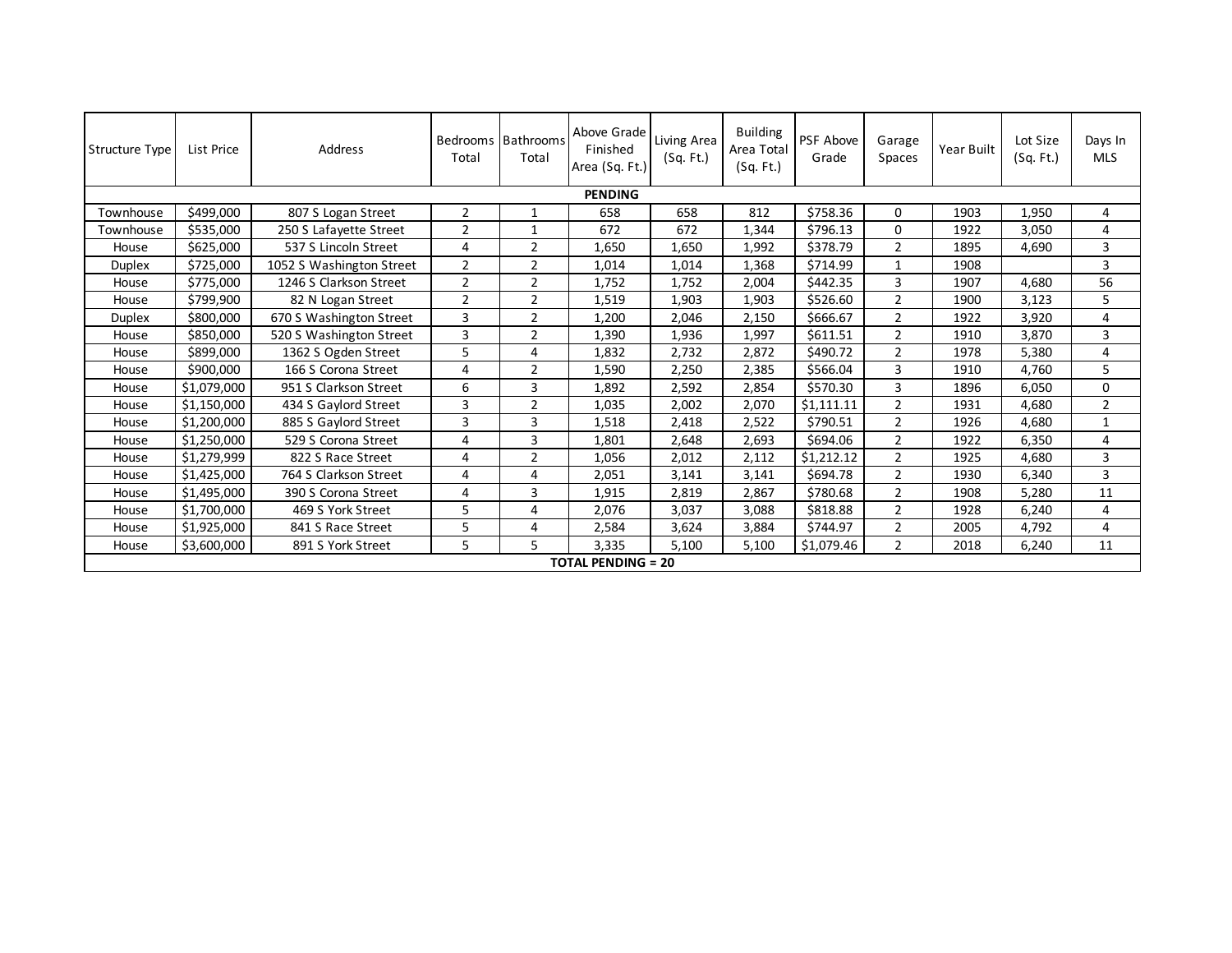| Structure Type | List Price | Address | Bedrooms Total | Bathrooms Total | Above Grade Finished Area (Sq. Ft.) | Living Area (Sq. Ft.) | Building Area Total (Sq. Ft.) | PSF Above Grade | Garage Spaces | Year Built | Lot Size (Sq. Ft.) | Days In MLS |
|---|---|---|---|---|---|---|---|---|---|---|---|---|
| **PENDING** | | | | | | | | | | | | |
| Townhouse | $499,000 | 807 S Logan Street | 2 | 1 | 658 | 658 | 812 | $758.36 | 0 | 1903 | 1,950 | 4 |
| Townhouse | $535,000 | 250 S Lafayette Street | 2 | 1 | 672 | 672 | 1,344 | $796.13 | 0 | 1922 | 3,050 | 4 |
| House | $625,000 | 537 S Lincoln Street | 4 | 2 | 1,650 | 1,650 | 1,992 | $378.79 | 2 | 1895 | 4,690 | 3 |
| Duplex | $725,000 | 1052 S Washington Street | 2 | 2 | 1,014 | 1,014 | 1,368 | $714.99 | 1 | 1908 | | 3 |
| House | $775,000 | 1246 S Clarkson Street | 2 | 2 | 1,752 | 1,752 | 2,004 | $442.35 | 3 | 1907 | 4,680 | 56 |
| House | $799,900 | 82 N Logan Street | 2 | 2 | 1,519 | 1,903 | 1,903 | $526.60 | 2 | 1900 | 3,123 | 5 |
| Duplex | $800,000 | 670 S Washington Street | 3 | 2 | 1,200 | 2,046 | 2,150 | $666.67 | 2 | 1922 | 3,920 | 4 |
| House | $850,000 | 520 S Washington Street | 3 | 2 | 1,390 | 1,936 | 1,997 | $611.51 | 2 | 1910 | 3,870 | 3 |
| House | $899,000 | 1362 S Ogden Street | 5 | 4 | 1,832 | 2,732 | 2,872 | $490.72 | 2 | 1978 | 5,380 | 4 |
| House | $900,000 | 166 S Corona Street | 4 | 2 | 1,590 | 2,250 | 2,385 | $566.04 | 3 | 1910 | 4,760 | 5 |
| House | $1,079,000 | 951 S Clarkson Street | 6 | 3 | 1,892 | 2,592 | 2,854 | $570.30 | 3 | 1896 | 6,050 | 0 |
| House | $1,150,000 | 434 S Gaylord Street | 3 | 2 | 1,035 | 2,002 | 2,070 | $1,111.11 | 2 | 1931 | 4,680 | 2 |
| House | $1,200,000 | 885 S Gaylord Street | 3 | 3 | 1,518 | 2,418 | 2,522 | $790.51 | 2 | 1926 | 4,680 | 1 |
| House | $1,250,000 | 529 S Corona Street | 4 | 3 | 1,801 | 2,648 | 2,693 | $694.06 | 2 | 1922 | 6,350 | 4 |
| House | $1,279,999 | 822 S Race Street | 4 | 2 | 1,056 | 2,012 | 2,112 | $1,212.12 | 2 | 1925 | 4,680 | 3 |
| House | $1,425,000 | 764 S Clarkson Street | 4 | 4 | 2,051 | 3,141 | 3,141 | $694.78 | 2 | 1930 | 6,340 | 3 |
| House | $1,495,000 | 390 S Corona Street | 4 | 3 | 1,915 | 2,819 | 2,867 | $780.68 | 2 | 1908 | 5,280 | 11 |
| House | $1,700,000 | 469 S York Street | 5 | 4 | 2,076 | 3,037 | 3,088 | $818.88 | 2 | 1928 | 6,240 | 4 |
| House | $1,925,000 | 841 S Race Street | 5 | 4 | 2,584 | 3,624 | 3,884 | $744.97 | 2 | 2005 | 4,792 | 4 |
| House | $3,600,000 | 891 S York Street | 5 | 5 | 3,335 | 5,100 | 5,100 | $1,079.46 | 2 | 2018 | 6,240 | 11 |
| **TOTAL PENDING = 20** | | | | | | | | | | | | |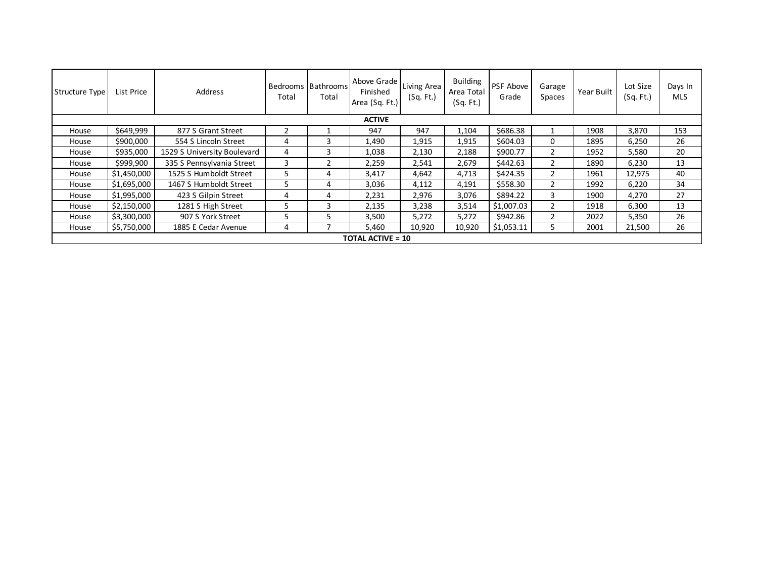| Structure Type | List Price | Address | Bedrooms Total | Bathrooms Total | Above Grade Finished Area (Sq. Ft.) | Living Area (Sq. Ft.) | Building Area Total (Sq. Ft.) | PSF Above Grade | Garage Spaces | Year Built | Lot Size (Sq. Ft.) | Days In MLS |
|---|---|---|---|---|---|---|---|---|---|---|---|---|
| **ACTIVE** | | | | | | | | | | | | |
| House | $649,999 | 877 S Grant Street | 2 | 1 | 947 | 947 | 1,104 | $686.38 | 1 | 1908 | 3,870 | 153 |
| House | $900,000 | 554 S Lincoln Street | 4 | 3 | 1,490 | 1,915 | 1,915 | $604.03 | 0 | 1895 | 6,250 | 26 |
| House | $935,000 | 1529 S University Boulevard | 4 | 3 | 1,038 | 2,130 | 2,188 | $900.77 | 2 | 1952 | 5,580 | 20 |
| House | $999,900 | 335 S Pennsylvania Street | 3 | 2 | 2,259 | 2,541 | 2,679 | $442.63 | 2 | 1890 | 6,230 | 13 |
| House | $1,450,000 | 1525 S Humboldt Street | 5 | 4 | 3,417 | 4,642 | 4,713 | $424.35 | 2 | 1961 | 12,975 | 40 |
| House | $1,695,000 | 1467 S Humboldt Street | 5 | 4 | 3,036 | 4,112 | 4,191 | $558.30 | 2 | 1992 | 6,220 | 34 |
| House | $1,995,000 | 423 S Gilpin Street | 4 | 4 | 2,231 | 2,976 | 3,076 | $894.22 | 3 | 1900 | 4,270 | 27 |
| House | $2,150,000 | 1281 S High Street | 5 | 3 | 2,135 | 3,238 | 3,514 | $1,007.03 | 2 | 1918 | 6,300 | 13 |
| House | $3,300,000 | 907 S York Street | 5 | 5 | 3,500 | 5,272 | 5,272 | $942.86 | 2 | 2022 | 5,350 | 26 |
| House | $5,750,000 | 1885 E Cedar Avenue | 4 | 7 | 5,460 | 10,920 | 10,920 | $1,053.11 | 5 | 2001 | 21,500 | 26 |
| **TOTAL ACTIVE = 10** | | | | | | | | | | | | |